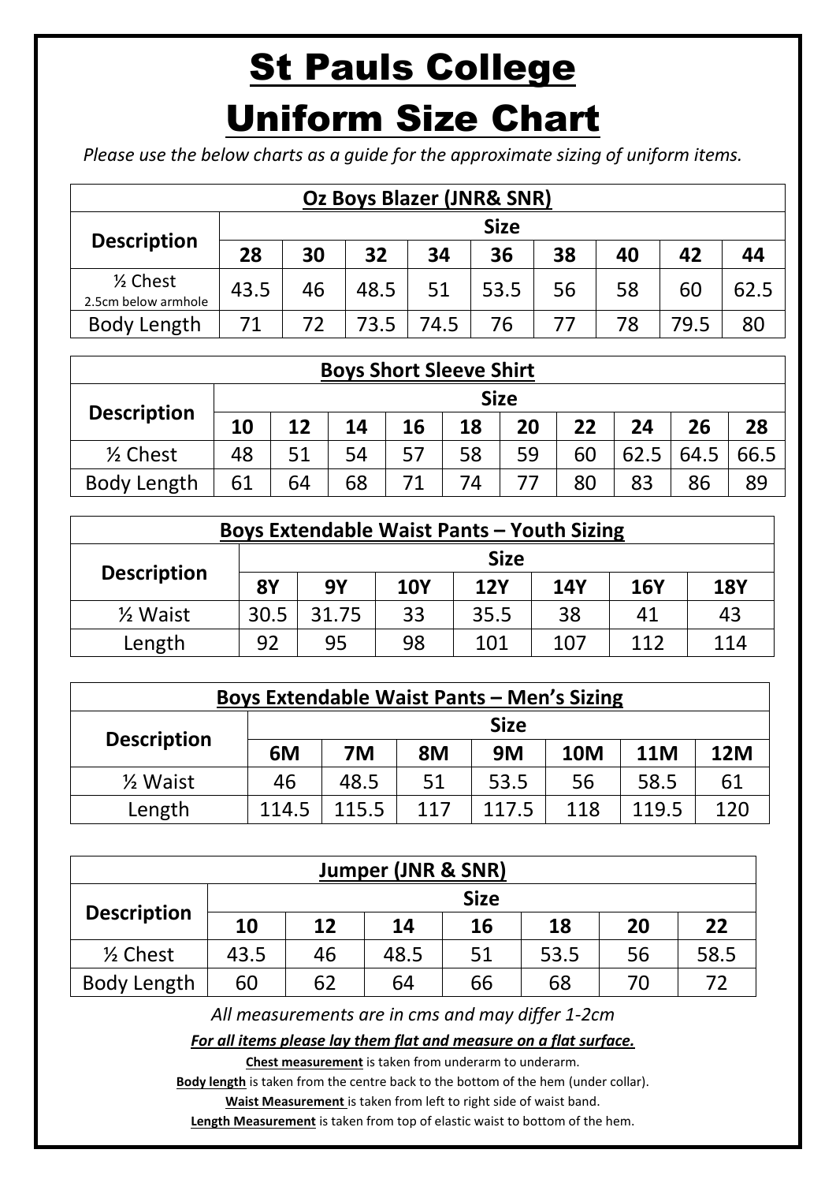# St Pauls College

# Uniform Size Chart

*Please use the below charts as a guide for the approximate sizing of uniform items.*

| **Oz Boys Blazer (JNR& SNR)** | | | | | | | | | |
|---|---|---|---|---|---|---|---|---|---|
| **Description** | **Size** | | | | | | | | |
| | **28** | **30** | **32** | **34** | **36** | **38** | **40** | **42** | **44** |
| ½ Chest 2.5cm below armhole | 43.5 | 46 | 48.5 | 51 | 53.5 | 56 | 58 | 60 | 62.5 |
| Body Length | 71 | 72 | 73.5 | 74.5 | 76 | 77 | 78 | 79.5 | 80 |

| **Boys Short Sleeve Shirt** | | | | | | | | | | |
|---|---|---|---|---|---|---|---|---|---|---|
| **Description** | **Size** | | | | | | | | | |
| | **10** | **12** | **14** | **16** | **18** | **20** | **22** | **24** | **26** | **28** |
| ½ Chest | 48 | 51 | 54 | 57 | 58 | 59 | 60 | 62.5 | 64.5 | 66.5 |
| Body Length | 61 | 64 | 68 | 71 | 74 | 77 | 80 | 83 | 86 | 89 |

| **Boys Extendable Waist Pants – Youth Sizing** | | | | | | | |
|---|---|---|---|---|---|---|---|
| **Description** | **Size** | | | | | | |
| | **8Y** | **9Y** | **10Y** | **12Y** | **14Y** | **16Y** | **18Y** |
| ½ Waist | 30.5 | 31.75 | 33 | 35.5 | 38 | 41 | 43 |
| Length | 92 | 95 | 98 | 101 | 107 | 112 | 114 |

| **Boys Extendable Waist Pants – Men's Sizing** | | | | | | | |
|---|---|---|---|---|---|---|---|
| **Description** | **Size** | | | | | | |
| | **6M** | **7M** | **8M** | **9M** | **10M** | **11M** | **12M** |
| ½ Waist | 46 | 48.5 | 51 | 53.5 | 56 | 58.5 | 61 |
| Length | 114.5 | 115.5 | 117 | 117.5 | 118 | 119.5 | 120 |

| **Jumper (JNR & SNR)** | | | | | | | |
|---|---|---|---|---|---|---|---|
| **Description** | **Size** | | | | | | |
| | **10** | **12** | **14** | **16** | **18** | **20** | **22** |
| ½ Chest | 43.5 | 46 | 48.5 | 51 | 53.5 | 56 | 58.5 |
| Body Length | 60 | 62 | 64 | 66 | 68 | 70 | 72 |

*All measurements are in cms and may differ 1-2cm*

***For all items please lay them flat and measure on a flat surface.***

**Chest measurement** is taken from underarm to underarm.

**Body length** is taken from the centre back to the bottom of the hem (under collar).

**Waist Measurement** is taken from left to right side of waist band.

**Length Measurement** is taken from top of elastic waist to bottom of the hem.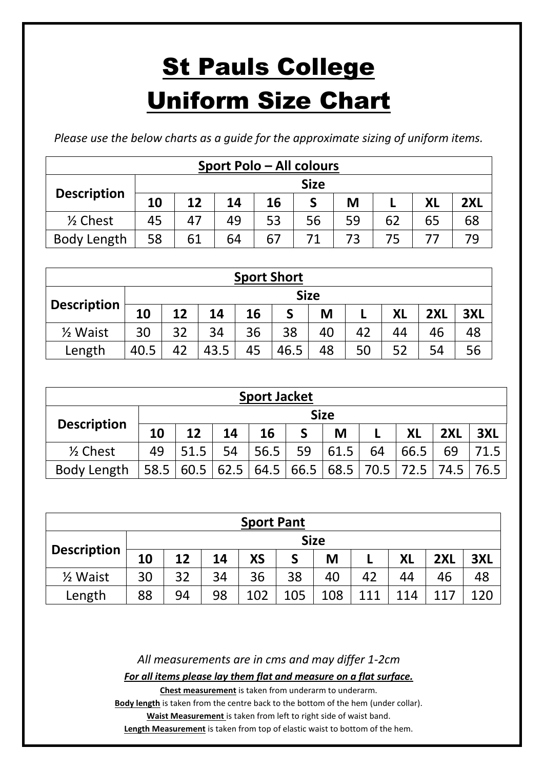# St Pauls College
# Uniform Size Chart

*Please use the below charts as a guide for the approximate sizing of uniform items.*

| **Sport Polo – All colours** | | | | | | | | | |
|---|---|---|---|---|---|---|---|---|---|
| **Description** | **Size** | | | | | | | | |
| | **10** | **12** | **14** | **16** | **S** | **M** | **L** | **XL** | **2XL** |
| ½ Chest | 45 | 47 | 49 | 53 | 56 | 59 | 62 | 65 | 68 |
| Body Length | 58 | 61 | 64 | 67 | 71 | 73 | 75 | 77 | 79 |

| **Sport Short** | | | | | | | | | | |
|---|---|---|---|---|---|---|---|---|---|---|
| **Description** | **Size** | | | | | | | | | |
| | **10** | **12** | **14** | **16** | **S** | **M** | **L** | **XL** | **2XL** | **3XL** |
| ½ Waist | 30 | 32 | 34 | 36 | 38 | 40 | 42 | 44 | 46 | 48 |
| Length | 40.5 | 42 | 43.5 | 45 | 46.5 | 48 | 50 | 52 | 54 | 56 |

| **Sport Jacket** | | | | | | | | | | |
|---|---|---|---|---|---|---|---|---|---|---|
| **Description** | **Size** | | | | | | | | | |
| | **10** | **12** | **14** | **16** | **S** | **M** | **L** | **XL** | **2XL** | **3XL** |
| ½ Chest | 49 | 51.5 | 54 | 56.5 | 59 | 61.5 | 64 | 66.5 | 69 | 71.5 |
| Body Length | 58.5 | 60.5 | 62.5 | 64.5 | 66.5 | 68.5 | 70.5 | 72.5 | 74.5 | 76.5 |

| **Sport Pant** | | | | | | | | | | |
|---|---|---|---|---|---|---|---|---|---|---|
| **Description** | **Size** | | | | | | | | | |
| | **10** | **12** | **14** | **XS** | **S** | **M** | **L** | **XL** | **2XL** | **3XL** |
| ½ Waist | 30 | 32 | 34 | 36 | 38 | 40 | 42 | 44 | 46 | 48 |
| Length | 88 | 94 | 98 | 102 | 105 | 108 | 111 | 114 | 117 | 120 |

*All measurements are in cms and may differ 1-2cm*

***For all items please lay them flat and measure on a flat surface.***

**Chest measurement** is taken from underarm to underarm.

**Body length** is taken from the centre back to the bottom of the hem (under collar).

**Waist Measurement** is taken from left to right side of waist band.

**Length Measurement** is taken from top of elastic waist to bottom of the hem.